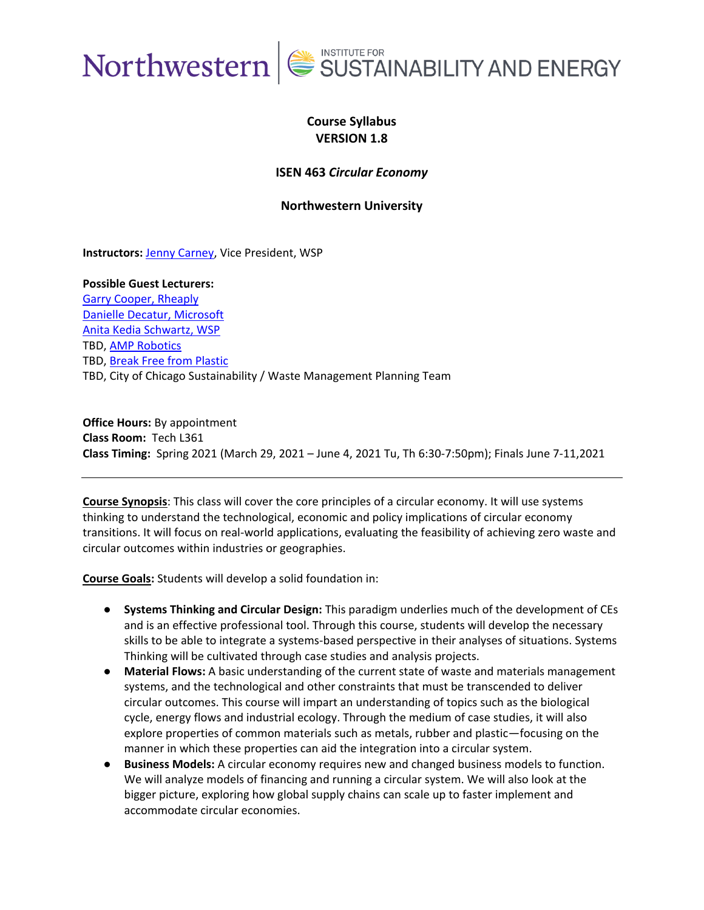Northwestern | INSTITUTE FOR SUSTAINABILITY AND ENERGY

**Course Syllabus**
**VERSION 1.8**

**ISEN 463 *Circular Economy***

**Northwestern University**

**Instructors:** Jenny Carney, Vice President, WSP

**Possible Guest Lecturers:**
Garry Cooper, Rheaply
Danielle Decatur, Microsoft
Anita Kedia Schwartz, WSP
TBD, AMP Robotics
TBD, Break Free from Plastic
TBD, City of Chicago Sustainability / Waste Management Planning Team

**Office Hours:** By appointment
**Class Room:** Tech L361
**Class Timing:** Spring 2021 (March 29, 2021 – June 4, 2021 Tu, Th 6:30-7:50pm); Finals June 7-11,2021

---

**Course Synopsis**: This class will cover the core principles of a circular economy. It will use systems thinking to understand the technological, economic and policy implications of circular economy transitions. It will focus on real-world applications, evaluating the feasibility of achieving zero waste and circular outcomes within industries or geographies.

**Course Goals:** Students will develop a solid foundation in:

- **Systems Thinking and Circular Design:** This paradigm underlies much of the development of CEs and is an effective professional tool. Through this course, students will develop the necessary skills to be able to integrate a systems-based perspective in their analyses of situations. Systems Thinking will be cultivated through case studies and analysis projects.
- **Material Flows:** A basic understanding of the current state of waste and materials management systems, and the technological and other constraints that must be transcended to deliver circular outcomes. This course will impart an understanding of topics such as the biological cycle, energy flows and industrial ecology. Through the medium of case studies, it will also explore properties of common materials such as metals, rubber and plastic—focusing on the manner in which these properties can aid the integration into a circular system.
- **Business Models:** A circular economy requires new and changed business models to function. We will analyze models of financing and running a circular system. We will also look at the bigger picture, exploring how global supply chains can scale up to faster implement and accommodate circular economies.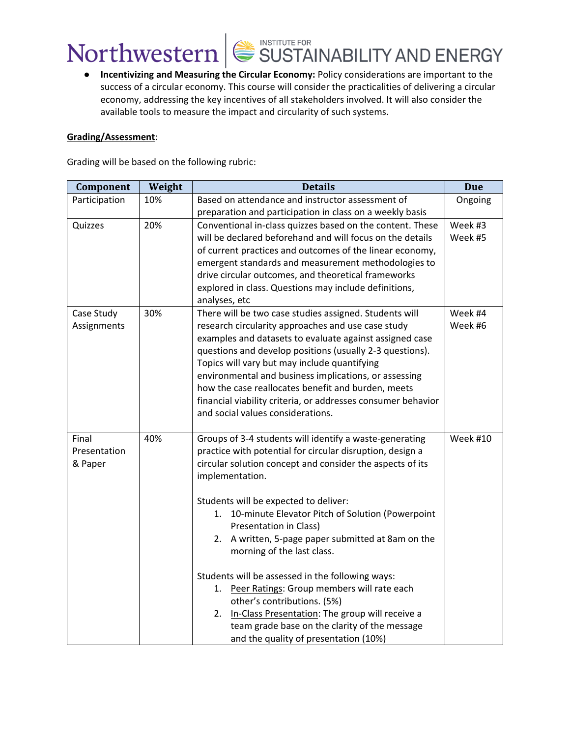- **Incentivizing and Measuring the Circular Economy:** Policy considerations are important to the success of a circular economy. This course will consider the practicalities of delivering a circular economy, addressing the key incentives of all stakeholders involved. It will also consider the available tools to measure the impact and circularity of such systems.

**Grading/Assessment**:

Grading will be based on the following rubric:

| Component | Weight | Details | Due |
|---|---|---|---|
| Participation | 10% | Based on attendance and instructor assessment of preparation and participation in class on a weekly basis | Ongoing |
| Quizzes | 20% | Conventional in-class quizzes based on the content. These will be declared beforehand and will focus on the details of current practices and outcomes of the linear economy, emergent standards and measurement methodologies to drive circular outcomes, and theoretical frameworks explored in class. Questions may include definitions, analyses, etc | Week #3<br>Week #5 |
| Case Study Assignments | 30% | There will be two case studies assigned. Students will research circularity approaches and use case study examples and datasets to evaluate against assigned case questions and develop positions (usually 2-3 questions). Topics will vary but may include quantifying environmental and business implications, or assessing how the case reallocates benefit and burden, meets financial viability criteria, or addresses consumer behavior and social values considerations. | Week #4<br>Week #6 |
| Final Presentation & Paper | 40% | Groups of 3-4 students will identify a waste-generating practice with potential for circular disruption, design a circular solution concept and consider the aspects of its implementation.<br><br>Students will be expected to deliver:<br>1. 10-minute Elevator Pitch of Solution (Powerpoint Presentation in Class)<br>2. A written, 5-page paper submitted at 8am on the morning of the last class.<br><br>Students will be assessed in the following ways:<br>1. Peer Ratings: Group members will rate each other's contributions. (5%)<br>2. In-Class Presentation: The group will receive a team grade base on the clarity of the message and the quality of presentation (10%) | Week #10 |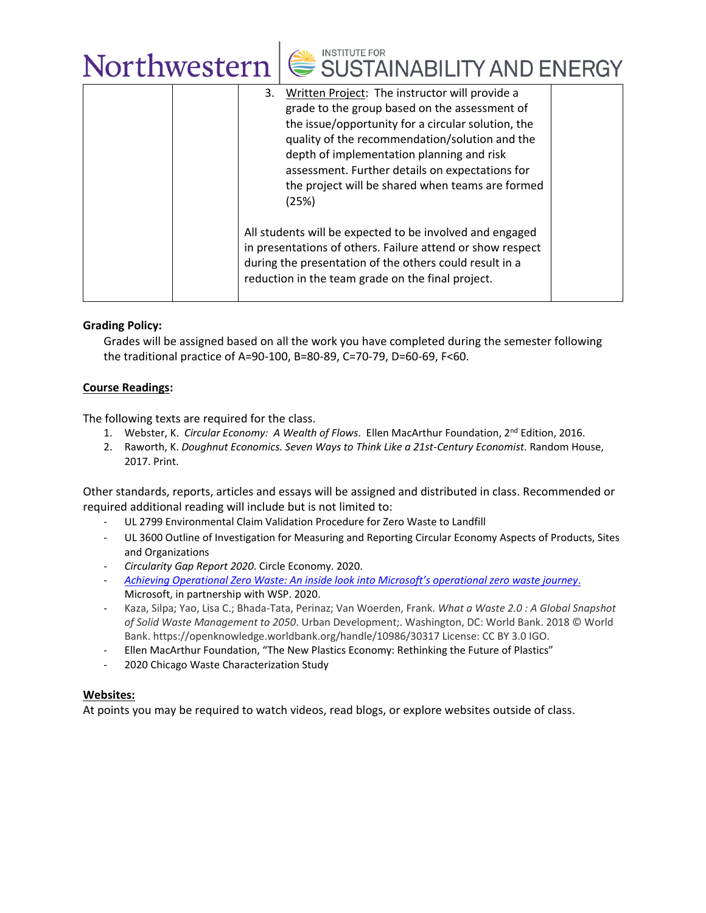| | | 3. Written Project: The instructor will provide a grade to the group based on the assessment of the issue/opportunity for a circular solution, the quality of the recommendation/solution and the depth of implementation planning and risk assessment. Further details on expectations for the project will be shared when teams are formed (25%)<br><br>All students will be expected to be involved and engaged in presentations of others. Failure attend or show respect during the presentation of the others could result in a reduction in the team grade on the final project. | |
|---|---|---|---|

**Grading Policy:**

Grades will be assigned based on all the work you have completed during the semester following the traditional practice of A=90-100, B=80-89, C=70-79, D=60-69, F<60.

**Course Readings:**

The following texts are required for the class.

1. Webster, K. *Circular Economy: A Wealth of Flows*. Ellen MacArthur Foundation, 2nd Edition, 2016.
2. Raworth, K. *Doughnut Economics. Seven Ways to Think Like a 21st-Century Economist.* Random House, 2017. Print.

Other standards, reports, articles and essays will be assigned and distributed in class. Recommended or required additional reading will include but is not limited to:

- UL 2799 Environmental Claim Validation Procedure for Zero Waste to Landfill
- UL 3600 Outline of Investigation for Measuring and Reporting Circular Economy Aspects of Products, Sites and Organizations
- *Circularity Gap Report 2020*. Circle Economy. 2020.
- *Achieving Operational Zero Waste: An inside look into Microsoft's operational zero waste journey*. Microsoft, in partnership with WSP. 2020.
- Kaza, Silpa; Yao, Lisa C.; Bhada-Tata, Perinaz; Van Woerden, Frank. *What a Waste 2.0 : A Global Snapshot of Solid Waste Management to 2050*. Urban Development;. Washington, DC: World Bank. 2018 © World Bank. https://openknowledge.worldbank.org/handle/10986/30317 License: CC BY 3.0 IGO.
- Ellen MacArthur Foundation, "The New Plastics Economy: Rethinking the Future of Plastics"
- 2020 Chicago Waste Characterization Study

**Websites:**

At points you may be required to watch videos, read blogs, or explore websites outside of class.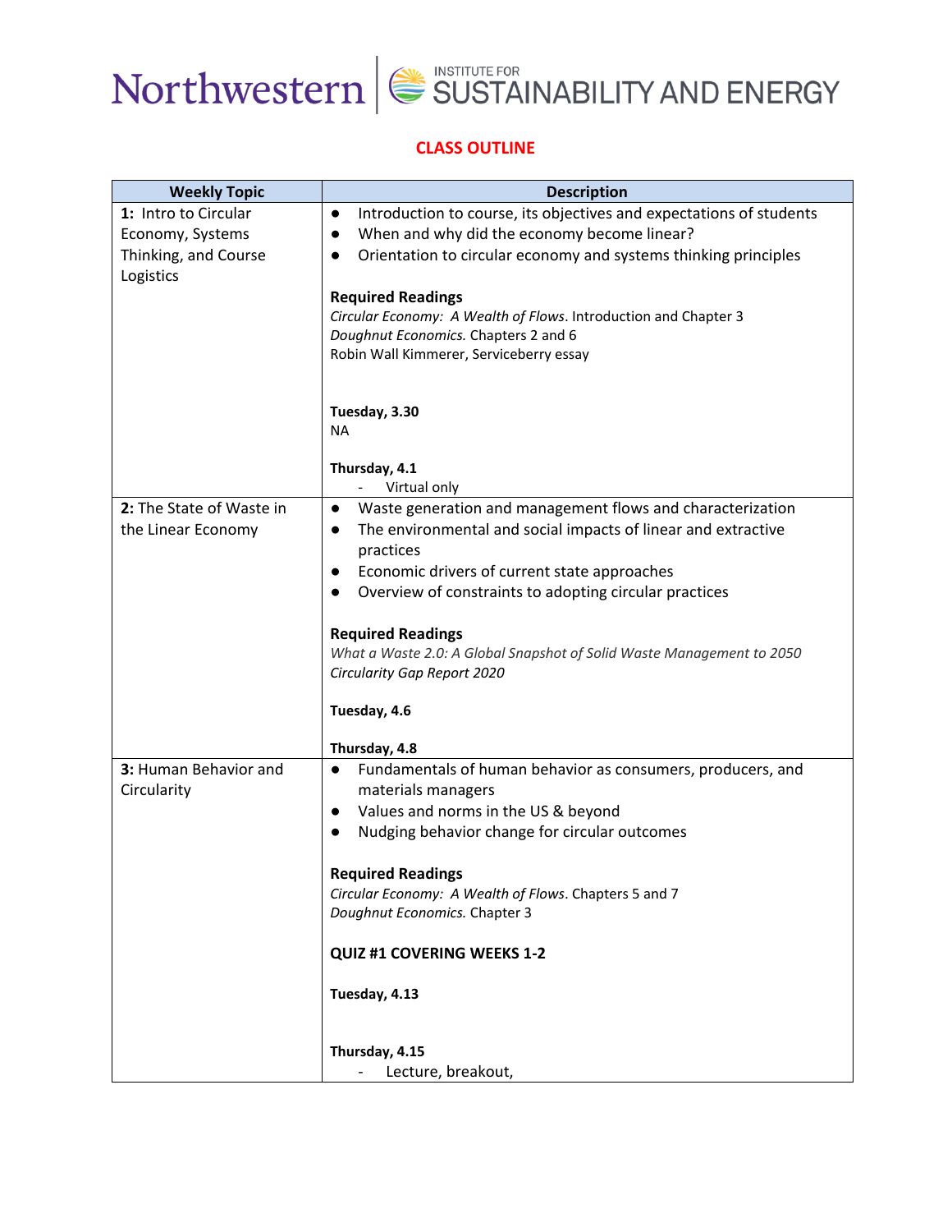## CLASS OUTLINE

| Weekly Topic | Description |
|---|---|
| **1:** Intro to Circular Economy, Systems Thinking, and Course Logistics | ● Introduction to course, its objectives and expectations of students<br>● When and why did the economy become linear?<br>● Orientation to circular economy and systems thinking principles<br><br>**Required Readings**<br>*Circular Economy: A Wealth of Flows*. Introduction and Chapter 3<br>*Doughnut Economics.* Chapters 2 and 6<br>Robin Wall Kimmerer, Serviceberry essay<br><br>**Tuesday, 3.30**<br>NA<br><br>**Thursday, 4.1**<br>- Virtual only |
| **2:** The State of Waste in the Linear Economy | ● Waste generation and management flows and characterization<br>● The environmental and social impacts of linear and extractive practices<br>● Economic drivers of current state approaches<br>● Overview of constraints to adopting circular practices<br><br>**Required Readings**<br>*What a Waste 2.0: A Global Snapshot of Solid Waste Management to 2050*<br>*Circularity Gap Report 2020*<br><br>**Tuesday, 4.6**<br><br>**Thursday, 4.8** |
| **3:** Human Behavior and Circularity | ● Fundamentals of human behavior as consumers, producers, and materials managers<br>● Values and norms in the US & beyond<br>● Nudging behavior change for circular outcomes<br><br>**Required Readings**<br>*Circular Economy: A Wealth of Flows*. Chapters 5 and 7<br>*Doughnut Economics.* Chapter 3<br><br>**QUIZ #1 COVERING WEEKS 1-2**<br><br>**Tuesday, 4.13**<br><br>**Thursday, 4.15**<br>- Lecture, breakout, |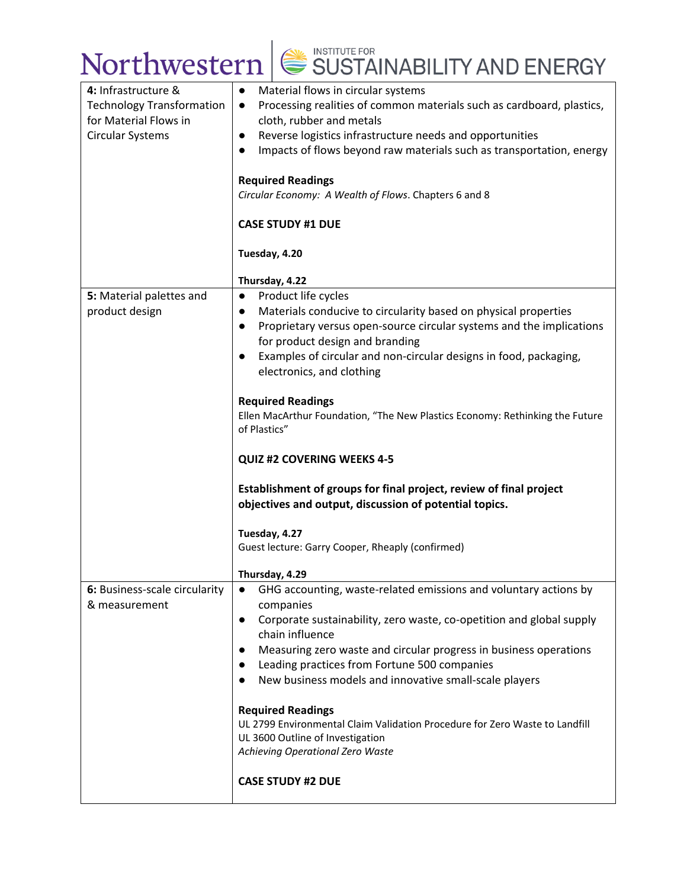| | |
|---|---|
| **4:** Infrastructure & Technology Transformation for Material Flows in Circular Systems | • Material flows in circular systems<br>• Processing realities of common materials such as cardboard, plastics, cloth, rubber and metals<br>• Reverse logistics infrastructure needs and opportunities<br>• Impacts of flows beyond raw materials such as transportation, energy<br><br>**Required Readings**<br>*Circular Economy: A Wealth of Flows*. Chapters 6 and 8<br><br>**CASE STUDY #1 DUE**<br><br>**Tuesday, 4.20**<br><br>**Thursday, 4.22** |
| **5:** Material palettes and product design | • Product life cycles<br>• Materials conducive to circularity based on physical properties<br>• Proprietary versus open-source circular systems and the implications for product design and branding<br>• Examples of circular and non-circular designs in food, packaging, electronics, and clothing<br><br>**Required Readings**<br>Ellen MacArthur Foundation, "The New Plastics Economy: Rethinking the Future of Plastics"<br><br>**QUIZ #2 COVERING WEEKS 4-5**<br><br>**Establishment of groups for final project, review of final project objectives and output, discussion of potential topics.**<br><br>**Tuesday, 4.27**<br>Guest lecture: Garry Cooper, Rheaply (confirmed)<br><br>**Thursday, 4.29** |
| **6:** Business-scale circularity & measurement | • GHG accounting, waste-related emissions and voluntary actions by companies<br>• Corporate sustainability, zero waste, co-opetition and global supply chain influence<br>• Measuring zero waste and circular progress in business operations<br>• Leading practices from Fortune 500 companies<br>• New business models and innovative small-scale players<br><br>**Required Readings**<br>UL 2799 Environmental Claim Validation Procedure for Zero Waste to Landfill<br>UL 3600 Outline of Investigation<br>*Achieving Operational Zero Waste*<br><br>**CASE STUDY #2 DUE** |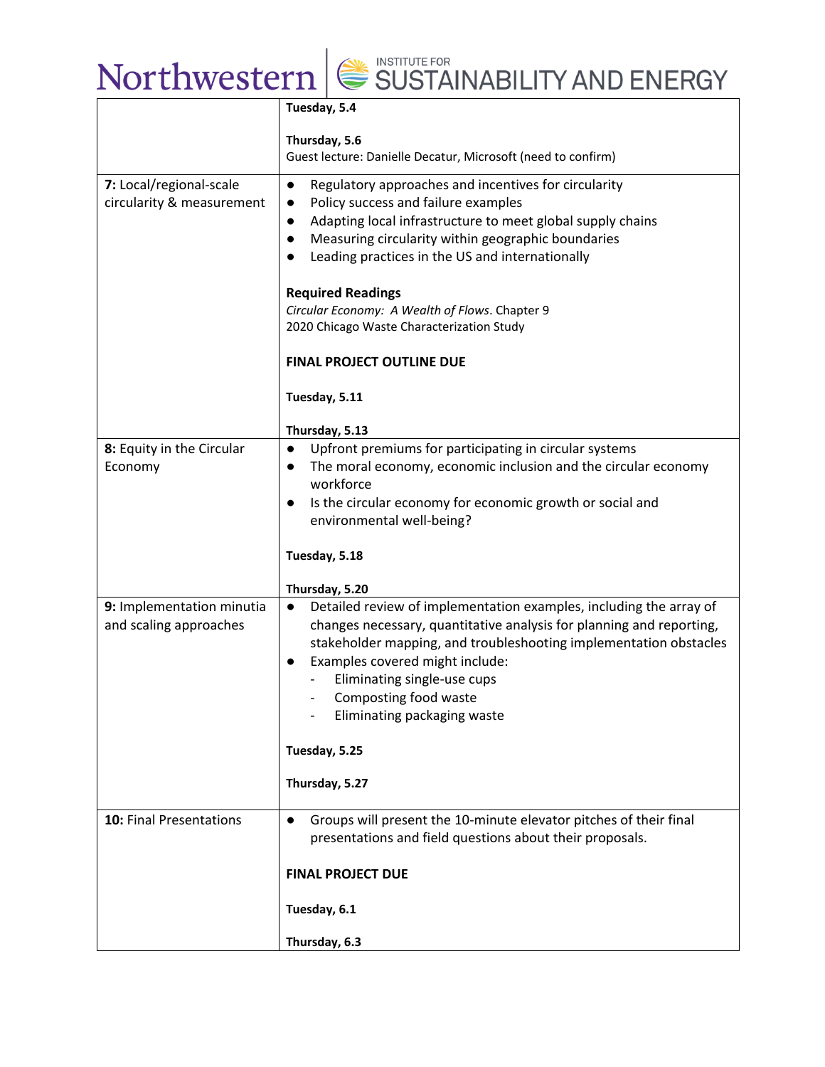| | |
|---|---|
| | **Tuesday, 5.4**<br><br>**Thursday, 5.6**<br>Guest lecture: Danielle Decatur, Microsoft (need to confirm) |
| **7:** Local/regional-scale circularity & measurement | ● Regulatory approaches and incentives for circularity<br>● Policy success and failure examples<br>● Adapting local infrastructure to meet global supply chains<br>● Measuring circularity within geographic boundaries<br>● Leading practices in the US and internationally<br><br>**Required Readings**<br>*Circular Economy: A Wealth of Flows*. Chapter 9<br>2020 Chicago Waste Characterization Study<br><br>**FINAL PROJECT OUTLINE DUE**<br><br>**Tuesday, 5.11**<br><br>**Thursday, 5.13** |
| **8:** Equity in the Circular Economy | ● Upfront premiums for participating in circular systems<br>● The moral economy, economic inclusion and the circular economy workforce<br>● Is the circular economy for economic growth or social and environmental well-being?<br><br>**Tuesday, 5.18**<br><br>**Thursday, 5.20** |
| **9:** Implementation minutia and scaling approaches | ● Detailed review of implementation examples, including the array of changes necessary, quantitative analysis for planning and reporting, stakeholder mapping, and troubleshooting implementation obstacles<br>● Examples covered might include:<br>- Eliminating single-use cups<br>- Composting food waste<br>- Eliminating packaging waste<br><br>**Tuesday, 5.25**<br><br>**Thursday, 5.27** |
| **10:** Final Presentations | ● Groups will present the 10-minute elevator pitches of their final presentations and field questions about their proposals.<br><br>**FINAL PROJECT DUE**<br><br>**Tuesday, 6.1**<br><br>**Thursday, 6.3** |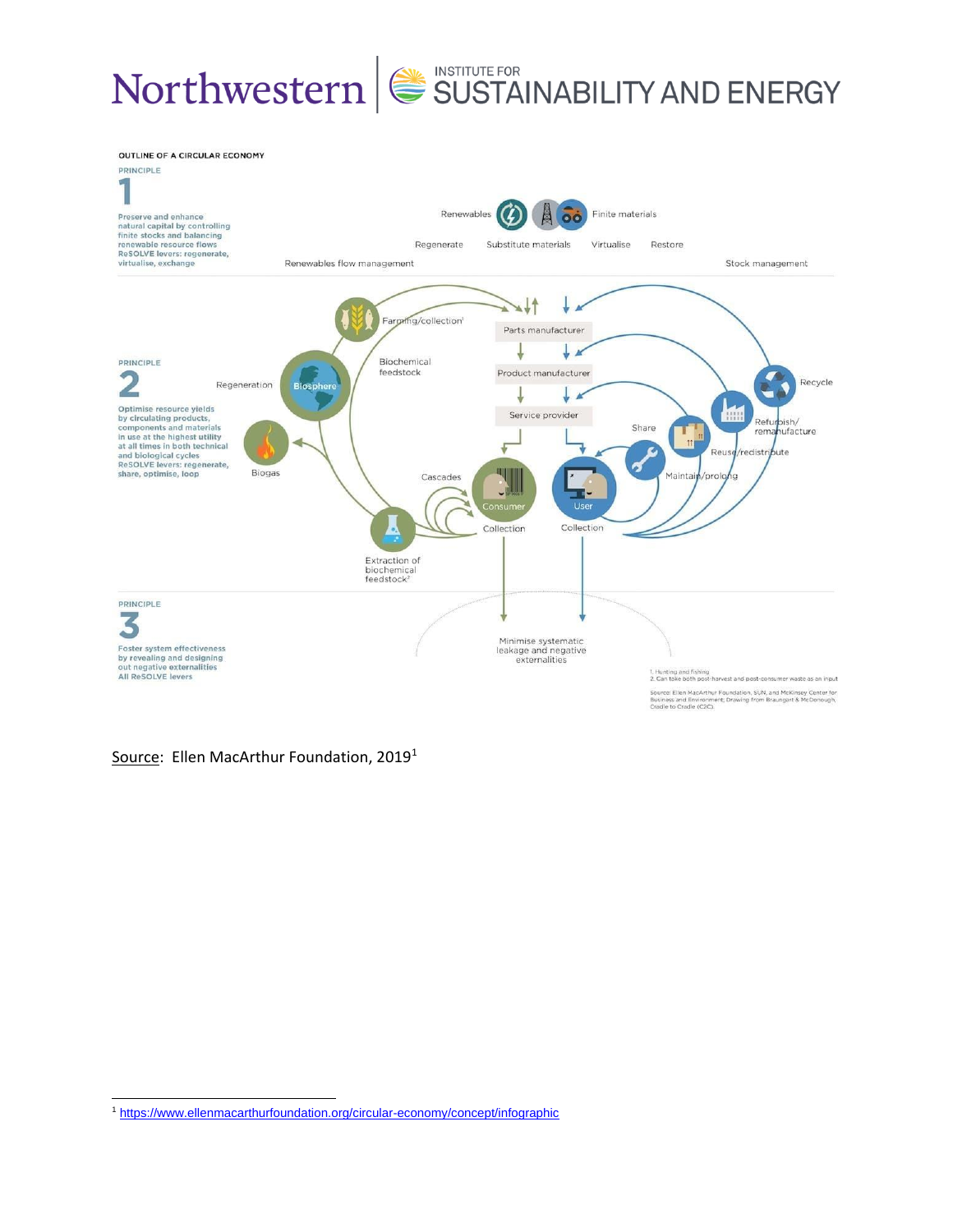OUTLINE OF A CIRCULAR ECONOMY

PRINCIPLE

1

Preserve and enhance natural capital by controlling finite stocks and balancing renewable resource flows
ReSOLVE levers: regenerate, virtualise, exchange

Renewables

Finite materials

Regenerate

Substitute materials

Virtualise

Restore

Renewables flow management

Stock management

Farming/collection[1]

Parts manufacturer

Product manufacturer

Service provider

Biochemical feedstock

PRINCIPLE

2

Optimise resource yields by circulating products, components and materials in use at the highest utility at all times in both technical and biological cycles
ReSOLVE levers: regenerate, share, optimise, loop

Regeneration

Biosphere

Biogas

Cascades

Consumer

User

Collection

Collection

Share

Maintain/prolong

Reuse/redistribute

Refurbish/remanufacture

Recycle

Extraction of biochemical feedstock[2]

PRINCIPLE

3

Foster system effectiveness by revealing and designing out negative externalities
All ReSOLVE levers

Minimise systematic leakage and negative externalities

1. Hunting and fishing
2. Can take both post-harvest and post-consumer waste as an input

Source: Ellen MacArthur Foundation, SUN, and McKinsey Center for Business and Environment; Drawing from Braungart & McDonough, Cradle to Cradle (C2C).

Source: Ellen MacArthur Foundation, 2019[1]

[1] https://www.ellenmacarthurfoundation.org/circular-economy/concept/infographic